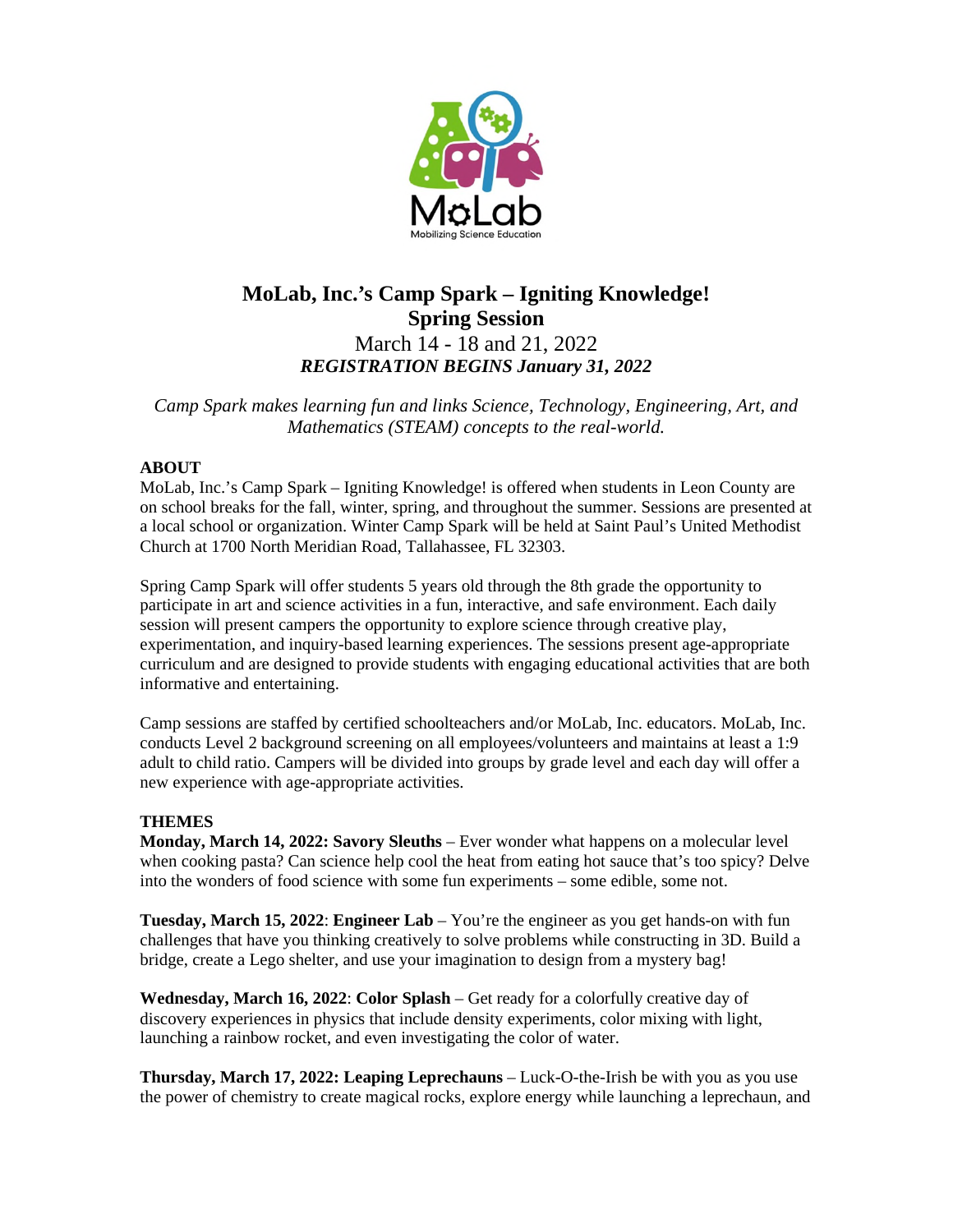# MoLab, Inc.'s Camp Spark – Igniting Knowledge!
## Spring Session

March 14 - 18 and 21, 2022

***REGISTRATION BEGINS January 31, 2022***

*Camp Spark makes learning fun and links Science, Technology, Engineering, Art, and Mathematics (STEAM) concepts to the real-world.*

**ABOUT**

MoLab, Inc.'s Camp Spark – Igniting Knowledge! is offered when students in Leon County are on school breaks for the fall, winter, spring, and throughout the summer. Sessions are presented at a local school or organization. Winter Camp Spark will be held at Saint Paul's United Methodist Church at 1700 North Meridian Road, Tallahassee, FL 32303.

Spring Camp Spark will offer students 5 years old through the 8th grade the opportunity to participate in art and science activities in a fun, interactive, and safe environment. Each daily session will present campers the opportunity to explore science through creative play, experimentation, and inquiry-based learning experiences. The sessions present age-appropriate curriculum and are designed to provide students with engaging educational activities that are both informative and entertaining.

Camp sessions are staffed by certified schoolteachers and/or MoLab, Inc. educators. MoLab, Inc. conducts Level 2 background screening on all employees/volunteers and maintains at least a 1:9 adult to child ratio. Campers will be divided into groups by grade level and each day will offer a new experience with age-appropriate activities.

**THEMES**

**Monday, March 14, 2022: Savory Sleuths** – Ever wonder what happens on a molecular level when cooking pasta? Can science help cool the heat from eating hot sauce that's too spicy? Delve into the wonders of food science with some fun experiments – some edible, some not.

**Tuesday, March 15, 2022**: **Engineer Lab** – You're the engineer as you get hands-on with fun challenges that have you thinking creatively to solve problems while constructing in 3D. Build a bridge, create a Lego shelter, and use your imagination to design from a mystery bag!

**Wednesday, March 16, 2022**: **Color Splash** – Get ready for a colorfully creative day of discovery experiences in physics that include density experiments, color mixing with light, launching a rainbow rocket, and even investigating the color of water.

**Thursday, March 17, 2022: Leaping Leprechauns** – Luck-O-the-Irish be with you as you use the power of chemistry to create magical rocks, explore energy while launching a leprechaun, and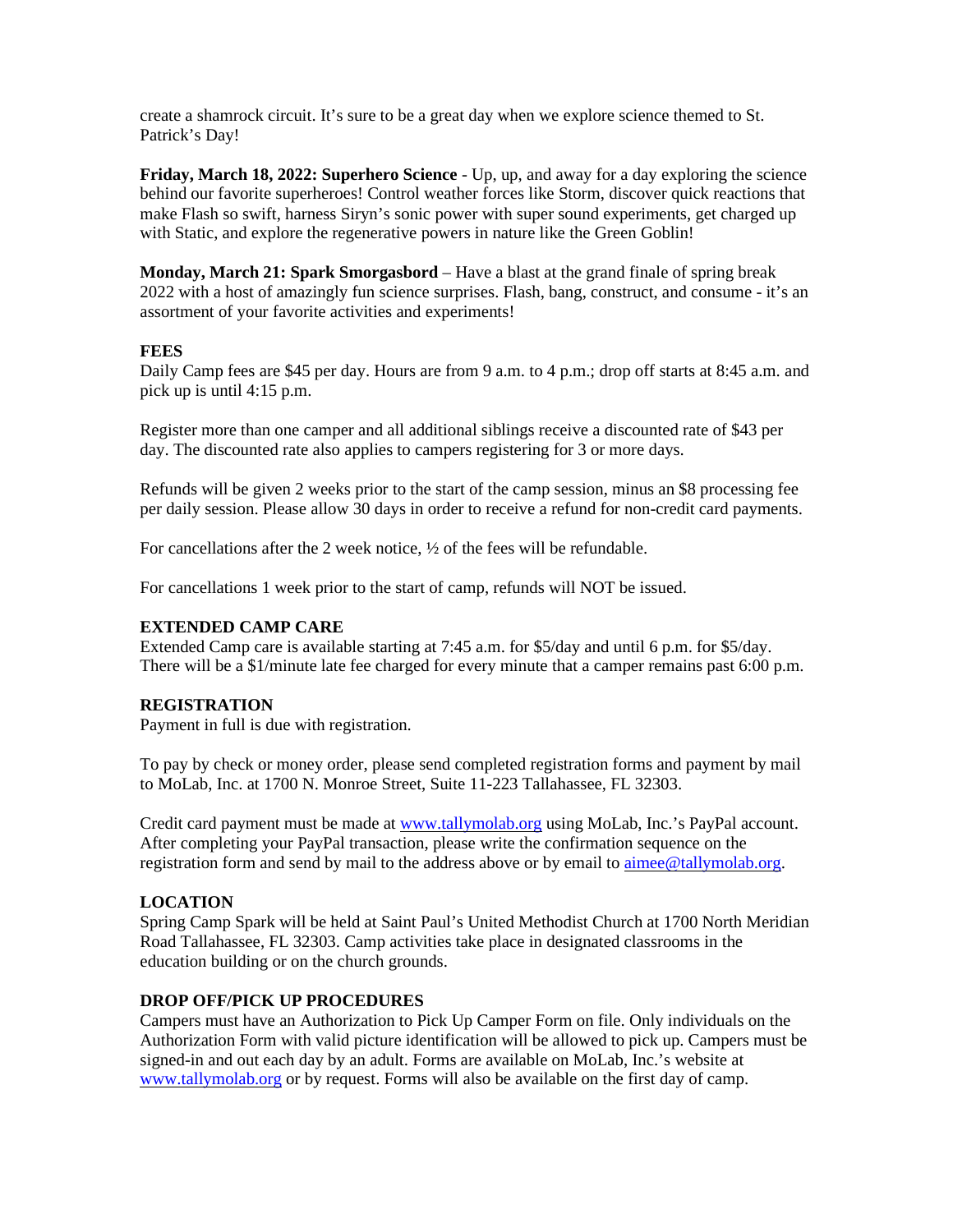create a shamrock circuit. It's sure to be a great day when we explore science themed to St. Patrick's Day!

**Friday, March 18, 2022: Superhero Science** - Up, up, and away for a day exploring the science behind our favorite superheroes! Control weather forces like Storm, discover quick reactions that make Flash so swift, harness Siryn's sonic power with super sound experiments, get charged up with Static, and explore the regenerative powers in nature like the Green Goblin!

**Monday, March 21: Spark Smorgasbord** – Have a blast at the grand finale of spring break 2022 with a host of amazingly fun science surprises. Flash, bang, construct, and consume - it's an assortment of your favorite activities and experiments!

**FEES**

Daily Camp fees are $45 per day. Hours are from 9 a.m. to 4 p.m.; drop off starts at 8:45 a.m. and pick up is until 4:15 p.m.

Register more than one camper and all additional siblings receive a discounted rate of $43 per day. The discounted rate also applies to campers registering for 3 or more days.

Refunds will be given 2 weeks prior to the start of the camp session, minus an $8 processing fee per daily session. Please allow 30 days in order to receive a refund for non-credit card payments.

For cancellations after the 2 week notice, ½ of the fees will be refundable.

For cancellations 1 week prior to the start of camp, refunds will NOT be issued.

**EXTENDED CAMP CARE**

Extended Camp care is available starting at 7:45 a.m. for $5/day and until 6 p.m. for $5/day. There will be a $1/minute late fee charged for every minute that a camper remains past 6:00 p.m.

**REGISTRATION**

Payment in full is due with registration.

To pay by check or money order, please send completed registration forms and payment by mail to MoLab, Inc. at 1700 N. Monroe Street, Suite 11-223 Tallahassee, FL 32303.

Credit card payment must be made at www.tallymolab.org using MoLab, Inc.'s PayPal account. After completing your PayPal transaction, please write the confirmation sequence on the registration form and send by mail to the address above or by email to aimee@tallymolab.org.

**LOCATION**

Spring Camp Spark will be held at Saint Paul's United Methodist Church at 1700 North Meridian Road Tallahassee, FL 32303. Camp activities take place in designated classrooms in the education building or on the church grounds.

**DROP OFF/PICK UP PROCEDURES**

Campers must have an Authorization to Pick Up Camper Form on file. Only individuals on the Authorization Form with valid picture identification will be allowed to pick up. Campers must be signed-in and out each day by an adult. Forms are available on MoLab, Inc.'s website at www.tallymolab.org or by request. Forms will also be available on the first day of camp.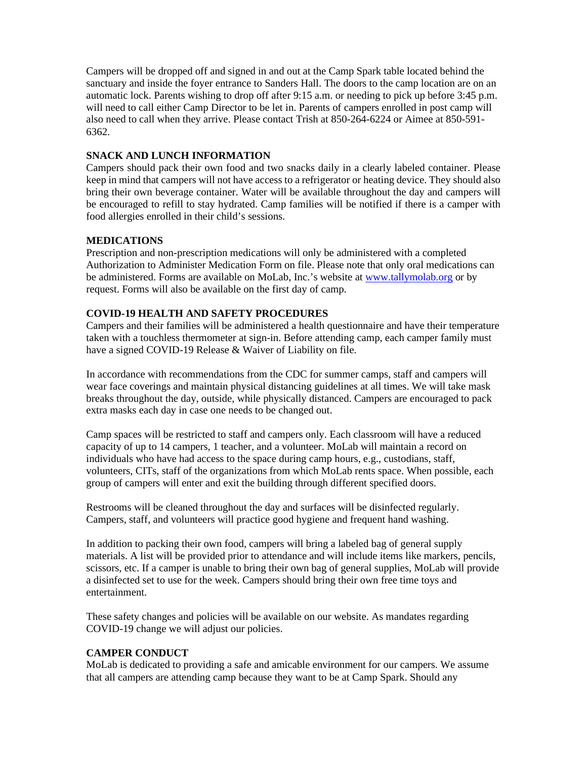Campers will be dropped off and signed in and out at the Camp Spark table located behind the sanctuary and inside the foyer entrance to Sanders Hall. The doors to the camp location are on an automatic lock. Parents wishing to drop off after 9:15 a.m. or needing to pick up before 3:45 p.m. will need to call either Camp Director to be let in. Parents of campers enrolled in post camp will also need to call when they arrive. Please contact Trish at 850-264-6224 or Aimee at 850-591-6362.

**SNACK AND LUNCH INFORMATION**

Campers should pack their own food and two snacks daily in a clearly labeled container. Please keep in mind that campers will not have access to a refrigerator or heating device. They should also bring their own beverage container. Water will be available throughout the day and campers will be encouraged to refill to stay hydrated. Camp families will be notified if there is a camper with food allergies enrolled in their child's sessions.

**MEDICATIONS**

Prescription and non-prescription medications will only be administered with a completed Authorization to Administer Medication Form on file. Please note that only oral medications can be administered. Forms are available on MoLab, Inc.'s website at [www.tallymolab.org](http://www.tallymolab.org) or by request. Forms will also be available on the first day of camp.

**COVID-19 HEALTH AND SAFETY PROCEDURES**

Campers and their families will be administered a health questionnaire and have their temperature taken with a touchless thermometer at sign-in. Before attending camp, each camper family must have a signed COVID-19 Release & Waiver of Liability on file.

In accordance with recommendations from the CDC for summer camps, staff and campers will wear face coverings and maintain physical distancing guidelines at all times. We will take mask breaks throughout the day, outside, while physically distanced. Campers are encouraged to pack extra masks each day in case one needs to be changed out.

Camp spaces will be restricted to staff and campers only. Each classroom will have a reduced capacity of up to 14 campers, 1 teacher, and a volunteer. MoLab will maintain a record on individuals who have had access to the space during camp hours, e.g., custodians, staff, volunteers, CITs, staff of the organizations from which MoLab rents space. When possible, each group of campers will enter and exit the building through different specified doors.

Restrooms will be cleaned throughout the day and surfaces will be disinfected regularly. Campers, staff, and volunteers will practice good hygiene and frequent hand washing.

In addition to packing their own food, campers will bring a labeled bag of general supply materials. A list will be provided prior to attendance and will include items like markers, pencils, scissors, etc. If a camper is unable to bring their own bag of general supplies, MoLab will provide a disinfected set to use for the week. Campers should bring their own free time toys and entertainment.

These safety changes and policies will be available on our website. As mandates regarding COVID-19 change we will adjust our policies.

**CAMPER CONDUCT**

MoLab is dedicated to providing a safe and amicable environment for our campers. We assume that all campers are attending camp because they want to be at Camp Spark. Should any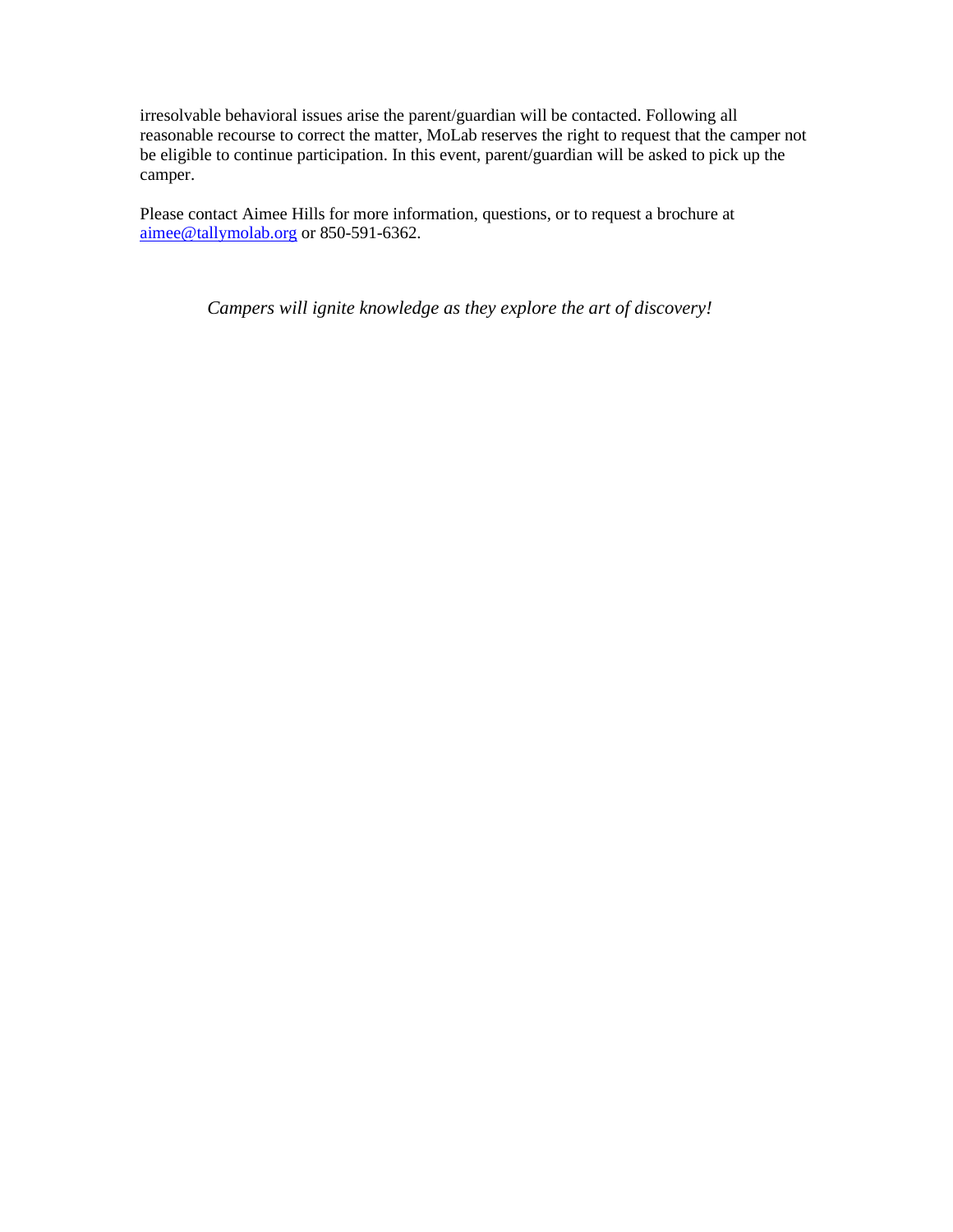irresolvable behavioral issues arise the parent/guardian will be contacted. Following all reasonable recourse to correct the matter, MoLab reserves the right to request that the camper not be eligible to continue participation. In this event, parent/guardian will be asked to pick up the camper.

Please contact Aimee Hills for more information, questions, or to request a brochure at [aimee@tallymolab.org](mailto:aimee@tallymolab.org) or 850-591-6362.

*Campers will ignite knowledge as they explore the art of discovery!*